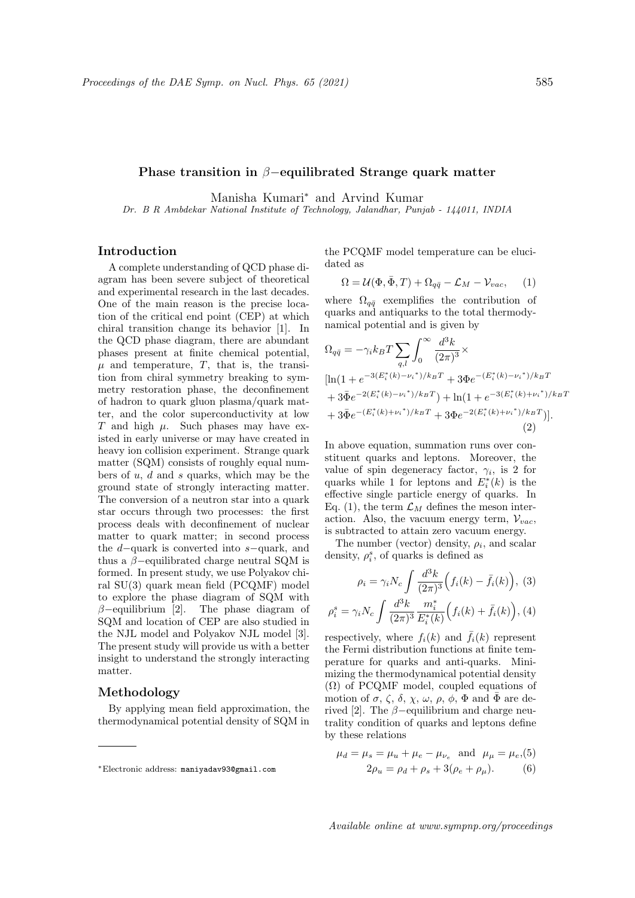# Phase transition in $\beta-$equilibrated Strange quark matter

Manisha Kumari* and Arvind Kumar

*Dr. B R Ambdekar National Institute of Technology, Jalandhar, Punjab - 144011, INDIA*

## Introduction

A complete understanding of QCD phase diagram has been severe subject of theoretical and experimental research in the last decades. One of the main reason is the precise location of the critical end point (CEP) at which chiral transition change its behavior [1]. In the QCD phase diagram, there are abundant phases present at finite chemical potential, $\mu$ and temperature, $T$, that is, the transition from chiral symmetry breaking to symmetry restoration phase, the deconfinement of hadron to quark gluon plasma/quark matter, and the color superconductivity at low $T$ and high $\mu$. Such phases may have existed in early universe or may have created in heavy ion collision experiment. Strange quark matter (SQM) consists of roughly equal numbers of $u$, $d$ and $s$ quarks, which may be the ground state of strongly interacting matter. The conversion of a neutron star into a quark star occurs through two processes: the first process deals with deconfinement of nuclear matter to quark matter; in second process the $d-$quark is converted into $s-$quark, and thus a $\beta-$equilibrated charge neutral SQM is formed. In present study, we use Polyakov chiral SU(3) quark mean field (PCQMF) model to explore the phase diagram of SQM with $\beta-$equilibrium [2]. The phase diagram of SQM and location of CEP are also studied in the NJL model and Polyakov NJL model [3]. The present study will provide us with a better insight to understand the strongly interacting matter.

## Methodology

By applying mean field approximation, the thermodynamical potential density of SQM in the PCQMF model temperature can be elucidated as

$$\Omega = \mathcal{U}(\Phi, \bar{\Phi}, T) + \Omega_{q\bar{q}} - \mathcal{L}_M - \mathcal{V}_{vac}, \quad (1)$$

where $\Omega_{q\bar{q}}$ exemplifies the contribution of quarks and antiquarks to the total thermodynamical potential and is given by

$$\Omega_{q\bar{q}} = -\gamma_i k_B T \sum_{q,l} \int_0^\infty \frac{d^3k}{(2\pi)^3} \times \Big[\ln(1 + e^{-3(E_i^*(k)-\nu_i^*)/k_BT} + 3\Phi e^{-(E_i^*(k)-\nu_i^*)/k_BT} + 3\bar{\Phi} e^{-2(E_i^*(k)-\nu_i^*)/k_BT}) + \ln(1 + e^{-3(E_i^*(k)+\nu_i^*)/k_BT} + 3\bar{\Phi} e^{-(E_i^*(k)+\nu_i^*)/k_BT} + 3\Phi e^{-2(E_i^*(k)+\nu_i^*)/k_BT})\Big]. \quad (2)$$

In above equation, summation runs over constituent quarks and leptons. Moreover, the value of spin degeneracy factor, $\gamma_i$, is 2 for quarks while 1 for leptons and $E_i^*(k)$ is the effective single particle energy of quarks. In Eq. (1), the term $\mathcal{L}_M$ defines the meson interaction. Also, the vacuum energy term, $\mathcal{V}_{vac}$, is subtracted to attain zero vacuum energy.

The number (vector) density, $\rho_i$, and scalar density, $\rho_i^s$, of quarks is defined as

$$\rho_i = \gamma_i N_c \int \frac{d^3k}{(2\pi)^3} \Big(f_i(k) - \bar{f}_i(k)\Big), \quad (3)$$

$$\rho_i^s = \gamma_i N_c \int \frac{d^3k}{(2\pi)^3} \frac{m_i^*}{E_i^*(k)} \Big(f_i(k) + \bar{f}_i(k)\Big), \quad (4)$$

respectively, where $f_i(k)$ and $\bar{f}_i(k)$ represent the Fermi distribution functions at finite temperature for quarks and anti-quarks. Minimizing the thermodynamical potential density ($\Omega$) of PCQMF model, coupled equations of motion of $\sigma$, $\zeta$, $\delta$, $\chi$, $\omega$, $\rho$, $\phi$, $\Phi$ and $\bar{\Phi}$ are derived [2]. The $\beta-$equilibrium and charge neutrality condition of quarks and leptons define by these relations

$$\mu_d = \mu_s = \mu_u + \mu_e - \mu_{\nu_e} \text{ and } \mu_\mu = \mu_e, \quad (5)$$

$$2\rho_u = \rho_d + \rho_s + 3(\rho_e + \rho_\mu). \quad (6)$$

*Electronic address: maniyadav93@gmail.com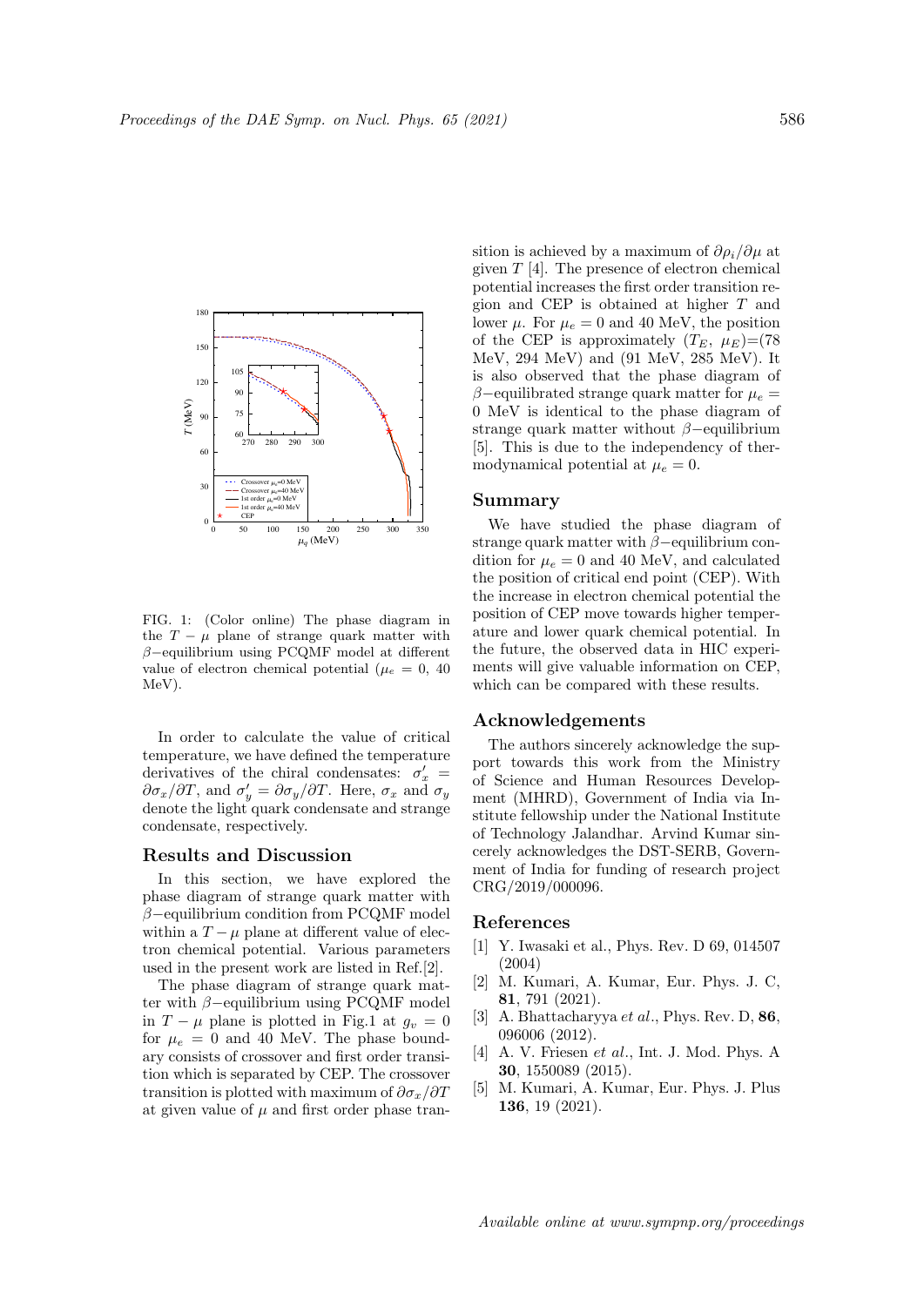180
150
120
90
60
30
0
$T$ (MeV)
0 50 100 150 200 250 300 350
$\mu_q$ (MeV)
105
90
75
60
270 280 290 300
Crossover $\mu_e$=0 MeV
Crossover $\mu_e$=40 MeV
1st order $\mu_e$=0 MeV
1st order $\mu_e$=40 MeV
CEP

FIG. 1: (Color online) The phase diagram in the $T - \mu$ plane of strange quark matter with $\beta-$equilibrium using PCQMF model at different value of electron chemical potential ($\mu_e$ = 0, 40 MeV).

In order to calculate the value of critical temperature, we have defined the temperature derivatives of the chiral condensates: $\sigma'_x = \partial\sigma_x/\partial T$, and $\sigma'_y = \partial\sigma_y/\partial T$. Here, $\sigma_x$ and $\sigma_y$ denote the light quark condensate and strange condensate, respectively.

## Results and Discussion

In this section, we have explored the phase diagram of strange quark matter with $\beta-$equilibrium condition from PCQMF model within a $T - \mu$ plane at different value of electron chemical potential. Various parameters used in the present work are listed in Ref.[2].

The phase diagram of strange quark matter with $\beta-$equilibrium using PCQMF model in $T - \mu$ plane is plotted in Fig.1 at $g_v = 0$ for $\mu_e = 0$ and 40 MeV. The phase boundary consists of crossover and first order transition which is separated by CEP. The crossover transition is plotted with maximum of $\partial\sigma_x/\partial T$ at given value of $\mu$ and first order phase transition is achieved by a maximum of $\partial\rho_i/\partial\mu$ at given $T$ [4]. The presence of electron chemical potential increases the first order transition region and CEP is obtained at higher $T$ and lower $\mu$. For $\mu_e = 0$ and 40 MeV, the position of the CEP is approximately ($T_E$, $\mu_E$)=(78 MeV, 294 MeV) and (91 MeV, 285 MeV). It is also observed that the phase diagram of $\beta-$equilibrated strange quark matter for $\mu_e$ = 0 MeV is identical to the phase diagram of strange quark matter without $\beta-$equilibrium [5]. This is due to the independency of thermodynamical potential at $\mu_e = 0$.

## Summary

We have studied the phase diagram of strange quark matter with $\beta-$equilibrium condition for $\mu_e = 0$ and 40 MeV, and calculated the position of critical end point (CEP). With the increase in electron chemical potential the position of CEP move towards higher temperature and lower quark chemical potential. In the future, the observed data in HIC experiments will give valuable information on CEP, which can be compared with these results.

## Acknowledgements

The authors sincerely acknowledge the support towards this work from the Ministry of Science and Human Resources Development (MHRD), Government of India via Institute fellowship under the National Institute of Technology Jalandhar. Arvind Kumar sincerely acknowledges the DST-SERB, Government of India for funding of research project CRG/2019/000096.

## References

[1] Y. Iwasaki et al., Phys. Rev. D 69, 014507 (2004)

[2] M. Kumari, A. Kumar, Eur. Phys. J. C, **81**, 791 (2021).

[3] A. Bhattacharyya *et al.*, Phys. Rev. D, **86**, 096006 (2012).

[4] A. V. Friesen *et al.*, Int. J. Mod. Phys. A **30**, 1550089 (2015).

[5] M. Kumari, A. Kumar, Eur. Phys. J. Plus **136**, 19 (2021).